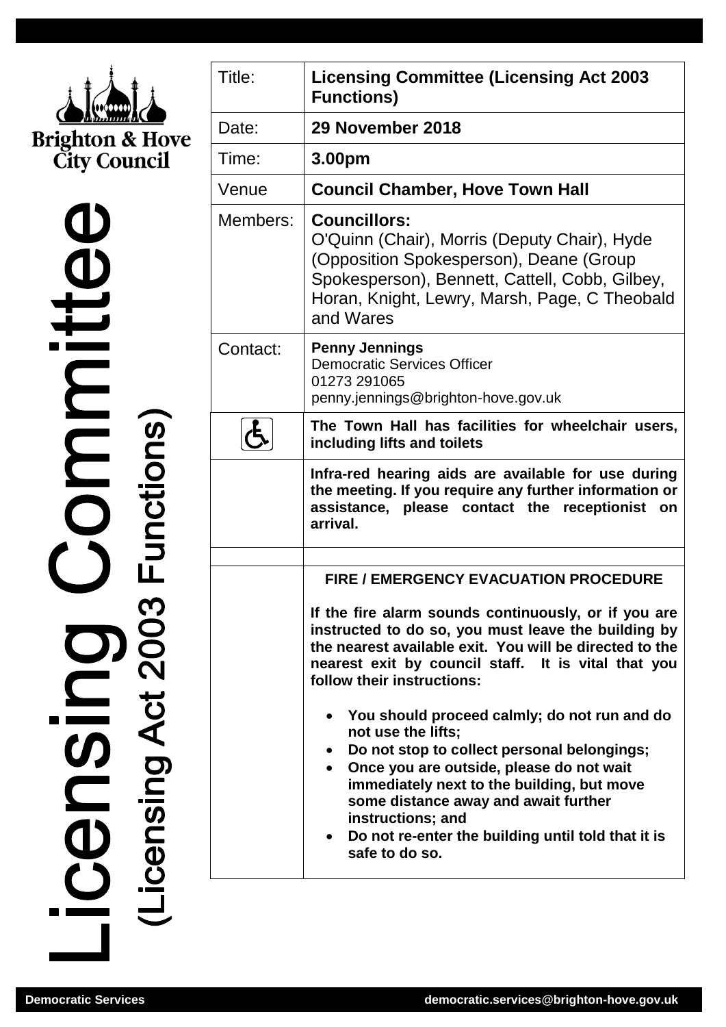Brighton & Hove City Council

# Licensing Committee (Licensing Act 2003 Functions)

| | |
|---|---|
| Title: | **Licensing Committee (Licensing Act 2003 Functions)** |
| Date: | **29 November 2018** |
| Time: | **3.00pm** |
| Venue | **Council Chamber, Hove Town Hall** |
| Members: | **Councillors:** O'Quinn (Chair), Morris (Deputy Chair), Hyde (Opposition Spokesperson), Deane (Group Spokesperson), Bennett, Cattell, Cobb, Gilbey, Horan, Knight, Lewry, Marsh, Page, C Theobald and Wares |
| Contact: | **Penny Jennings** Democratic Services Officer 01273 291065 penny.jennings@brighton-hove.gov.uk |
| ♿ | **The Town Hall has facilities for wheelchair users, including lifts and toilets** |
| | **Infra-red hearing aids are available for use during the meeting. If you require any further information or assistance, please contact the receptionist on arrival.** |
| | |
| | **FIRE / EMERGENCY EVACUATION PROCEDURE** **If the fire alarm sounds continuously, or if you are instructed to do so, you must leave the building by the nearest available exit. You will be directed to the nearest exit by council staff. It is vital that you follow their instructions:** • **You should proceed calmly; do not run and do not use the lifts;** • **Do not stop to collect personal belongings;** • **Once you are outside, please do not wait immediately next to the building, but move some distance away and await further instructions; and** • **Do not re-enter the building until told that it is safe to do so.** |

Democratic Services democratic.services@brighton-hove.gov.uk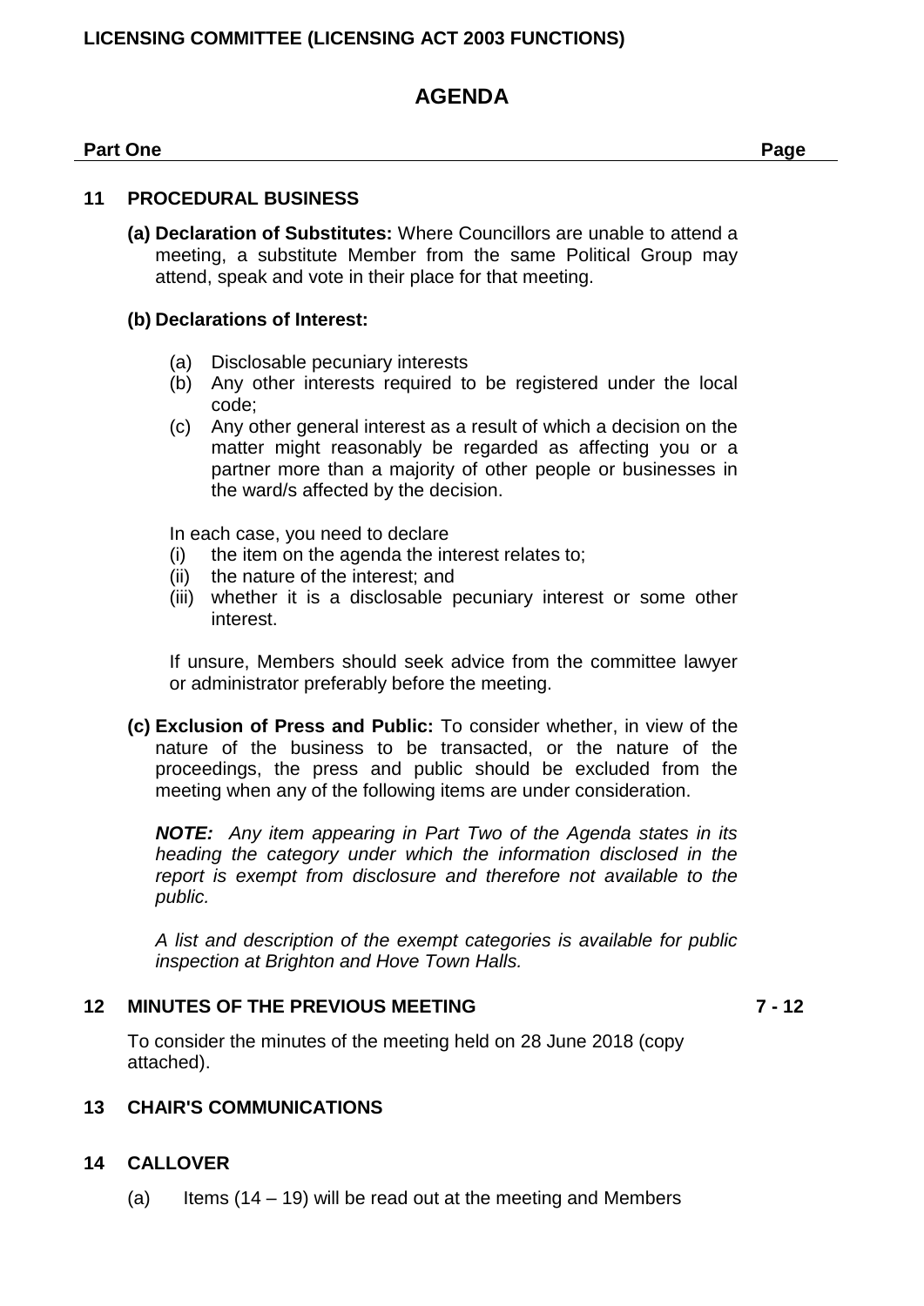**LICENSING COMMITTEE (LICENSING ACT 2003 FUNCTIONS)**

# AGENDA

| **Part One** | **Page** |
|---|---|

## 11 PROCEDURAL BUSINESS

**(a) Declaration of Substitutes:** Where Councillors are unable to attend a meeting, a substitute Member from the same Political Group may attend, speak and vote in their place for that meeting.

**(b) Declarations of Interest:**

(a) Disclosable pecuniary interests
(b) Any other interests required to be registered under the local code;
(c) Any other general interest as a result of which a decision on the matter might reasonably be regarded as affecting you or a partner more than a majority of other people or businesses in the ward/s affected by the decision.

In each case, you need to declare
(i) the item on the agenda the interest relates to;
(ii) the nature of the interest; and
(iii) whether it is a disclosable pecuniary interest or some other interest.

If unsure, Members should seek advice from the committee lawyer or administrator preferably before the meeting.

**(c) Exclusion of Press and Public:** To consider whether, in view of the nature of the business to be transacted, or the nature of the proceedings, the press and public should be excluded from the meeting when any of the following items are under consideration.

***NOTE:*** *Any item appearing in Part Two of the Agenda states in its heading the category under which the information disclosed in the report is exempt from disclosure and therefore not available to the public.*

*A list and description of the exempt categories is available for public inspection at Brighton and Hove Town Halls.*

## 12 MINUTES OF THE PREVIOUS MEETING — 7 - 12

To consider the minutes of the meeting held on 28 June 2018 (copy attached).

## 13 CHAIR'S COMMUNICATIONS

## 14 CALLOVER

(a) Items (14 – 19) will be read out at the meeting and Members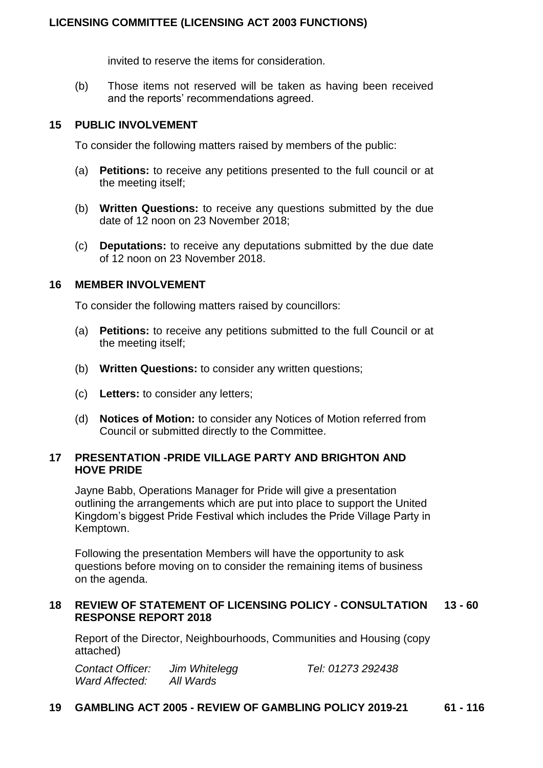invited to reserve the items for consideration.

(b) Those items not reserved will be taken as having been received and the reports' recommendations agreed.

## 15 PUBLIC INVOLVEMENT

To consider the following matters raised by members of the public:

(a) **Petitions:** to receive any petitions presented to the full council or at the meeting itself;

(b) **Written Questions:** to receive any questions submitted by the due date of 12 noon on 23 November 2018;

(c) **Deputations:** to receive any deputations submitted by the due date of 12 noon on 23 November 2018.

## 16 MEMBER INVOLVEMENT

To consider the following matters raised by councillors:

(a) **Petitions:** to receive any petitions submitted to the full Council or at the meeting itself;

(b) **Written Questions:** to consider any written questions;

(c) **Letters:** to consider any letters;

(d) **Notices of Motion:** to consider any Notices of Motion referred from Council or submitted directly to the Committee.

## 17 PRESENTATION -PRIDE VILLAGE PARTY AND BRIGHTON AND HOVE PRIDE

Jayne Babb, Operations Manager for Pride will give a presentation outlining the arrangements which are put into place to support the United Kingdom's biggest Pride Festival which includes the Pride Village Party in Kemptown.

Following the presentation Members will have the opportunity to ask questions before moving on to consider the remaining items of business on the agenda.

## 18 REVIEW OF STATEMENT OF LICENSING POLICY - CONSULTATION RESPONSE REPORT 2018 — 13 - 60

Report of the Director, Neighbourhoods, Communities and Housing (copy attached)

| | | |
|---|---|---|
| *Contact Officer:* | *Jim Whitelegg* | *Tel: 01273 292438* |
| *Ward Affected:* | *All Wards* | |

## 19 GAMBLING ACT 2005 - REVIEW OF GAMBLING POLICY 2019-21 — 61 - 116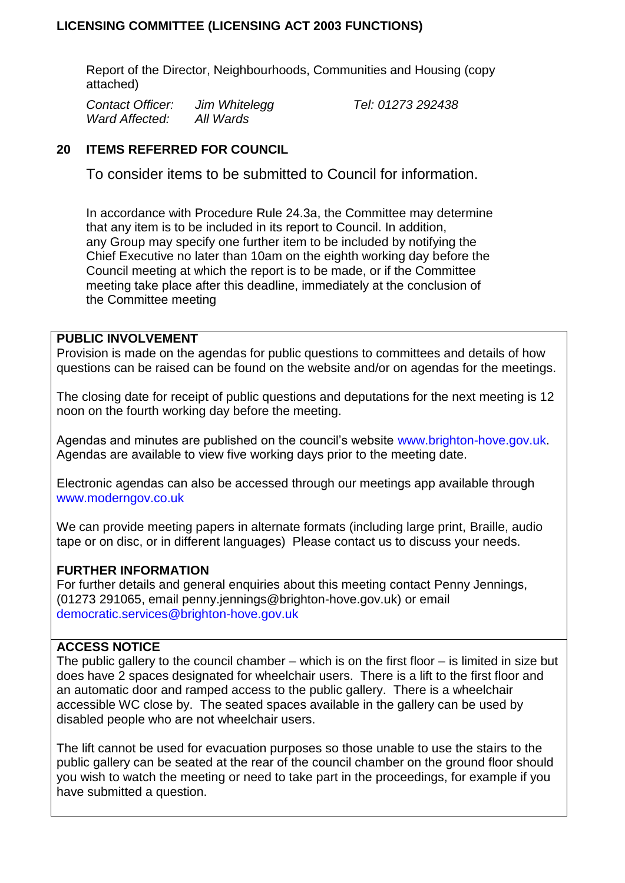## LICENSING COMMITTEE (LICENSING ACT 2003 FUNCTIONS)

Report of the Director, Neighbourhoods, Communities and Housing (copy attached)

| *Contact Officer:* | *Jim Whitelegg* | *Tel: 01273 292438* |
|---|---|---|
| *Ward Affected:* | *All Wards* | |

## 20 ITEMS REFERRED FOR COUNCIL

To consider items to be submitted to Council for information.

In accordance with Procedure Rule 24.3a, the Committee may determine that any item is to be included in its report to Council. In addition, any Group may specify one further item to be included by notifying the Chief Executive no later than 10am on the eighth working day before the Council meeting at which the report is to be made, or if the Committee meeting take place after this deadline, immediately at the conclusion of the Committee meeting

**PUBLIC INVOLVEMENT**

Provision is made on the agendas for public questions to committees and details of how questions can be raised can be found on the website and/or on agendas for the meetings.

The closing date for receipt of public questions and deputations for the next meeting is 12 noon on the fourth working day before the meeting.

Agendas and minutes are published on the council's website www.brighton-hove.gov.uk. Agendas are available to view five working days prior to the meeting date.

Electronic agendas can also be accessed through our meetings app available through www.moderngov.co.uk

We can provide meeting papers in alternate formats (including large print, Braille, audio tape or on disc, or in different languages) Please contact us to discuss your needs.

**FURTHER INFORMATION**

For further details and general enquiries about this meeting contact Penny Jennings, (01273 291065, email penny.jennings@brighton-hove.gov.uk) or email democratic.services@brighton-hove.gov.uk

**ACCESS NOTICE**

The public gallery to the council chamber – which is on the first floor – is limited in size but does have 2 spaces designated for wheelchair users. There is a lift to the first floor and an automatic door and ramped access to the public gallery. There is a wheelchair accessible WC close by. The seated spaces available in the gallery can be used by disabled people who are not wheelchair users.

The lift cannot be used for evacuation purposes so those unable to use the stairs to the public gallery can be seated at the rear of the council chamber on the ground floor should you wish to watch the meeting or need to take part in the proceedings, for example if you have submitted a question.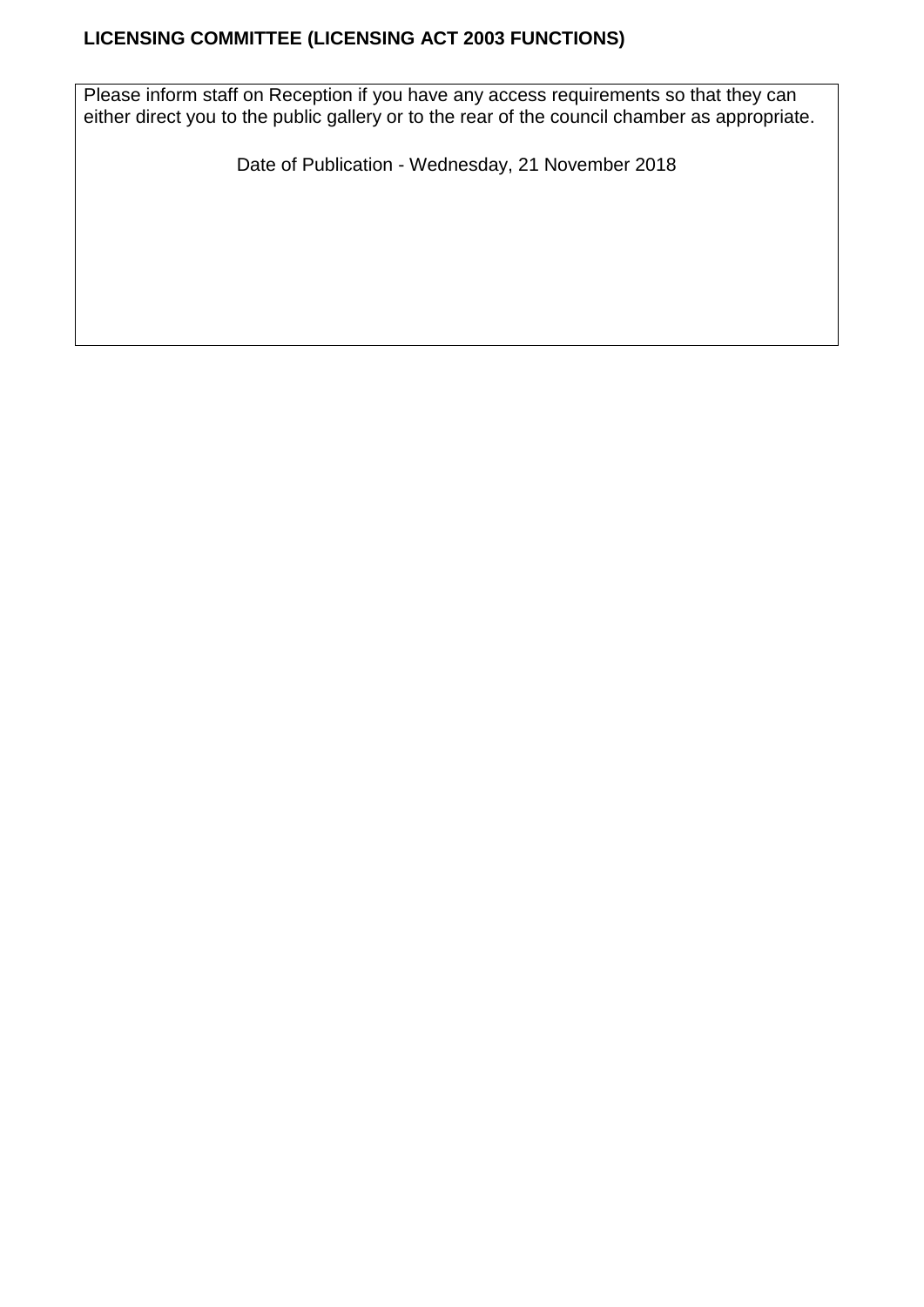**LICENSING COMMITTEE (LICENSING ACT 2003 FUNCTIONS)**

Please inform staff on Reception if you have any access requirements so that they can either direct you to the public gallery or to the rear of the council chamber as appropriate.

Date of Publication - Wednesday, 21 November 2018